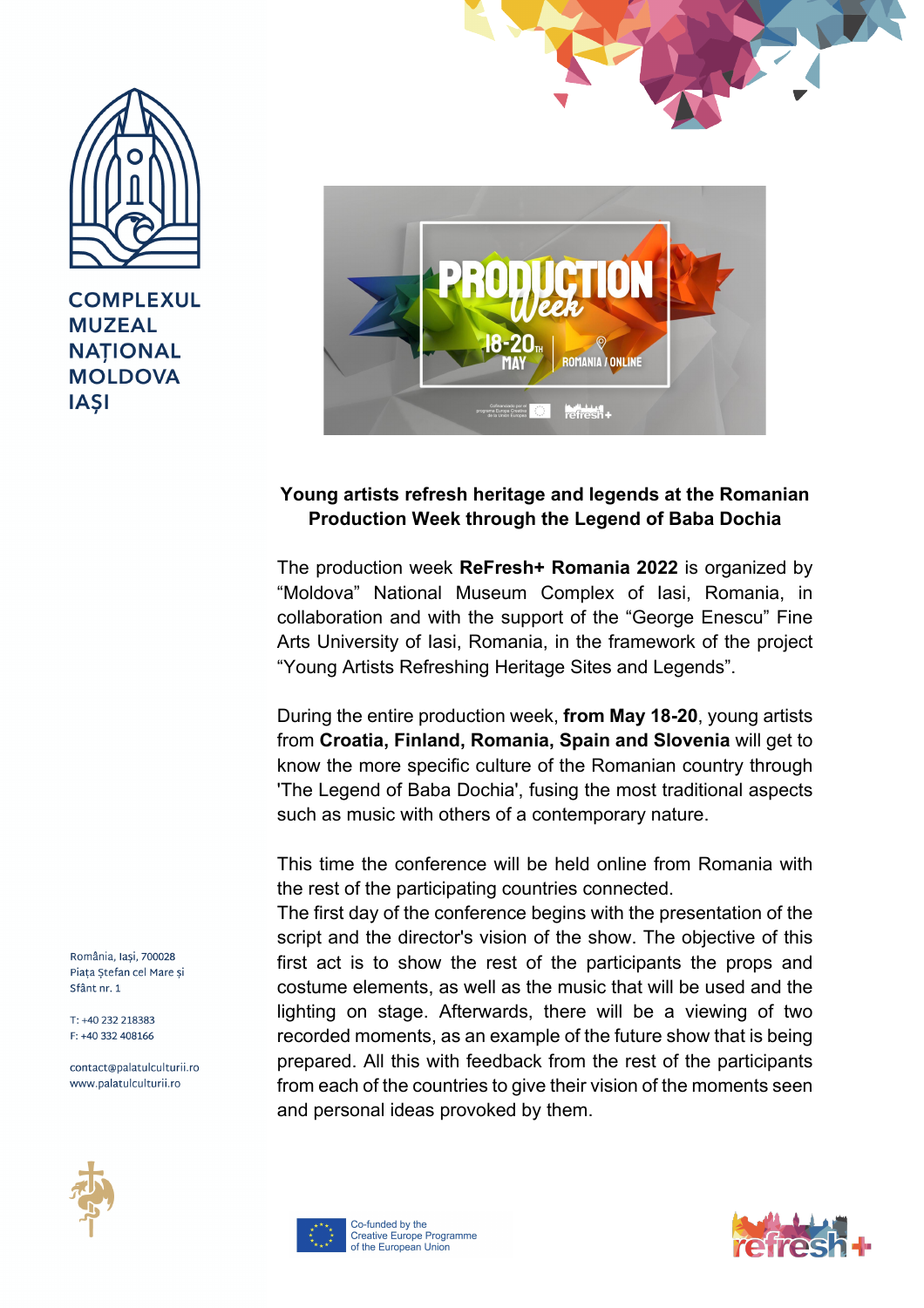COMPLEXUL MUZEAL NAȚIONAL MOLDOVA IAȘI

## Young artists refresh heritage and legends at the Romanian Production Week through the Legend of Baba Dochia

The production week **ReFresh+ Romania 2022** is organized by "Moldova" National Museum Complex of Iasi, Romania, in collaboration and with the support of the "George Enescu" Fine Arts University of Iasi, Romania, in the framework of the project "Young Artists Refreshing Heritage Sites and Legends".

During the entire production week, **from May 18-20**, young artists from **Croatia, Finland, Romania, Spain and Slovenia** will get to know the more specific culture of the Romanian country through 'The Legend of Baba Dochia', fusing the most traditional aspects such as music with others of a contemporary nature.

This time the conference will be held online from Romania with the rest of the participating countries connected.
The first day of the conference begins with the presentation of the script and the director's vision of the show. The objective of this first act is to show the rest of the participants the props and costume elements, as well as the music that will be used and the lighting on stage. Afterwards, there will be a viewing of two recorded moments, as an example of the future show that is being prepared. All this with feedback from the rest of the participants from each of the countries to give their vision of the moments seen and personal ideas provoked by them.

România, Iași, 700028
Piața Ștefan cel Mare și Sfânt nr. 1

T: +40 232 218383
F: +40 332 408166

contact@palatulculturii.ro
www.palatulculturii.ro

Co-funded by the Creative Europe Programme of the European Union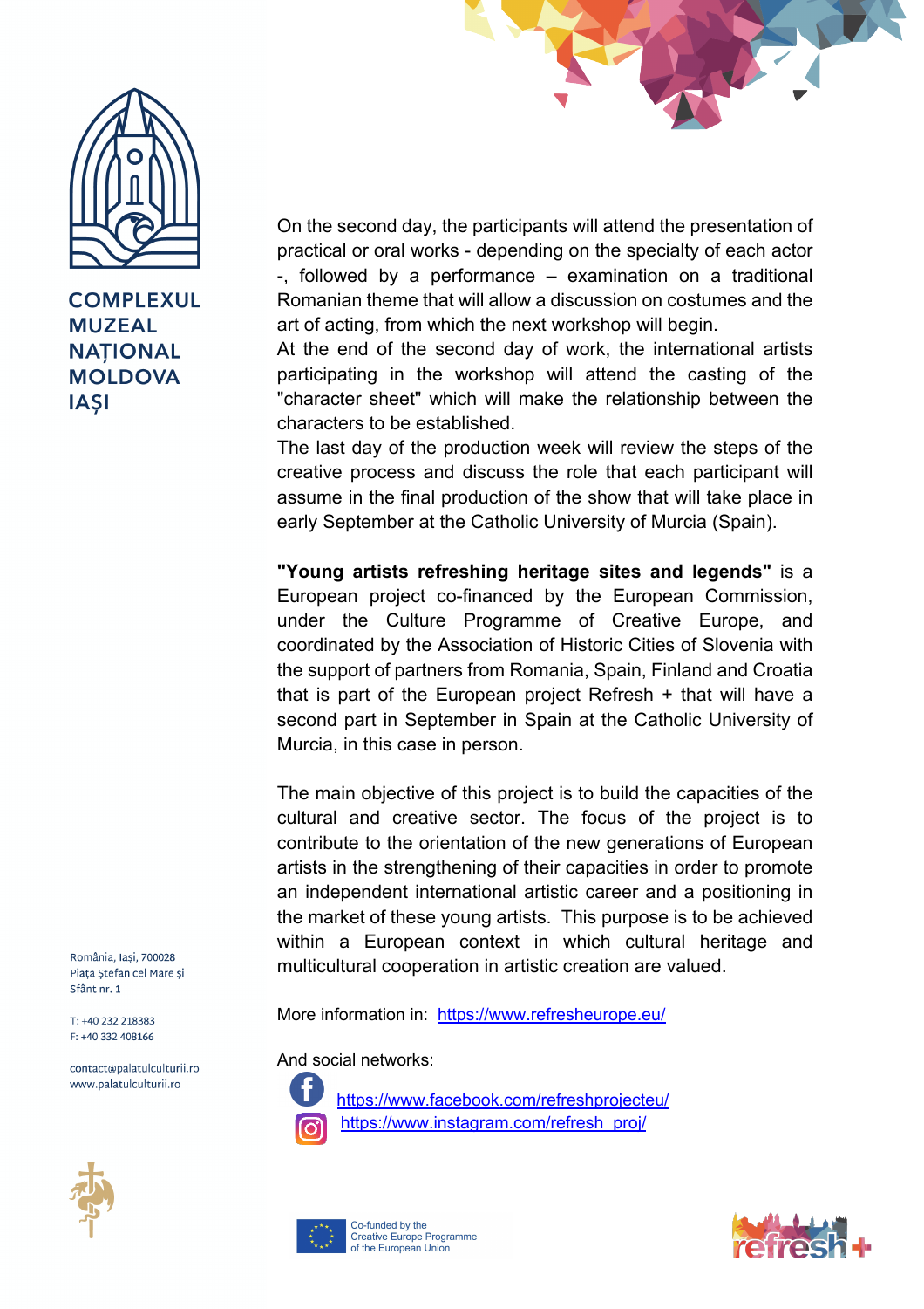On the second day, the participants will attend the presentation of practical or oral works - depending on the specialty of each actor -, followed by a performance – examination on a traditional Romanian theme that will allow a discussion on costumes and the art of acting, from which the next workshop will begin.
At the end of the second day of work, the international artists participating in the workshop will attend the casting of the "character sheet" which will make the relationship between the characters to be established.
The last day of the production week will review the steps of the creative process and discuss the role that each participant will assume in the final production of the show that will take place in early September at the Catholic University of Murcia (Spain).

**"Young artists refreshing heritage sites and legends"** is a European project co-financed by the European Commission, under the Culture Programme of Creative Europe, and coordinated by the Association of Historic Cities of Slovenia with the support of partners from Romania, Spain, Finland and Croatia that is part of the European project Refresh + that will have a second part in September in Spain at the Catholic University of Murcia, in this case in person.

The main objective of this project is to build the capacities of the cultural and creative sector. The focus of the project is to contribute to the orientation of the new generations of European artists in the strengthening of their capacities in order to promote an independent international artistic career and a positioning in the market of these young artists. This purpose is to be achieved within a European context in which cultural heritage and multicultural cooperation in artistic creation are valued.

More information in: https://www.refresheurope.eu/

And social networks:

https://www.facebook.com/refreshprojecteu/
https://www.instagram.com/refresh_proj/

COMPLEXUL MUZEAL NAȚIONAL MOLDOVA IAȘI

România, Iași, 700028
Piața Ștefan cel Mare și Sfânt nr. 1

T: +40 232 218383
F: +40 332 408166

contact@palatulculturii.ro
www.palatulculturii.ro

Co-funded by the Creative Europe Programme of the European Union

refresh+